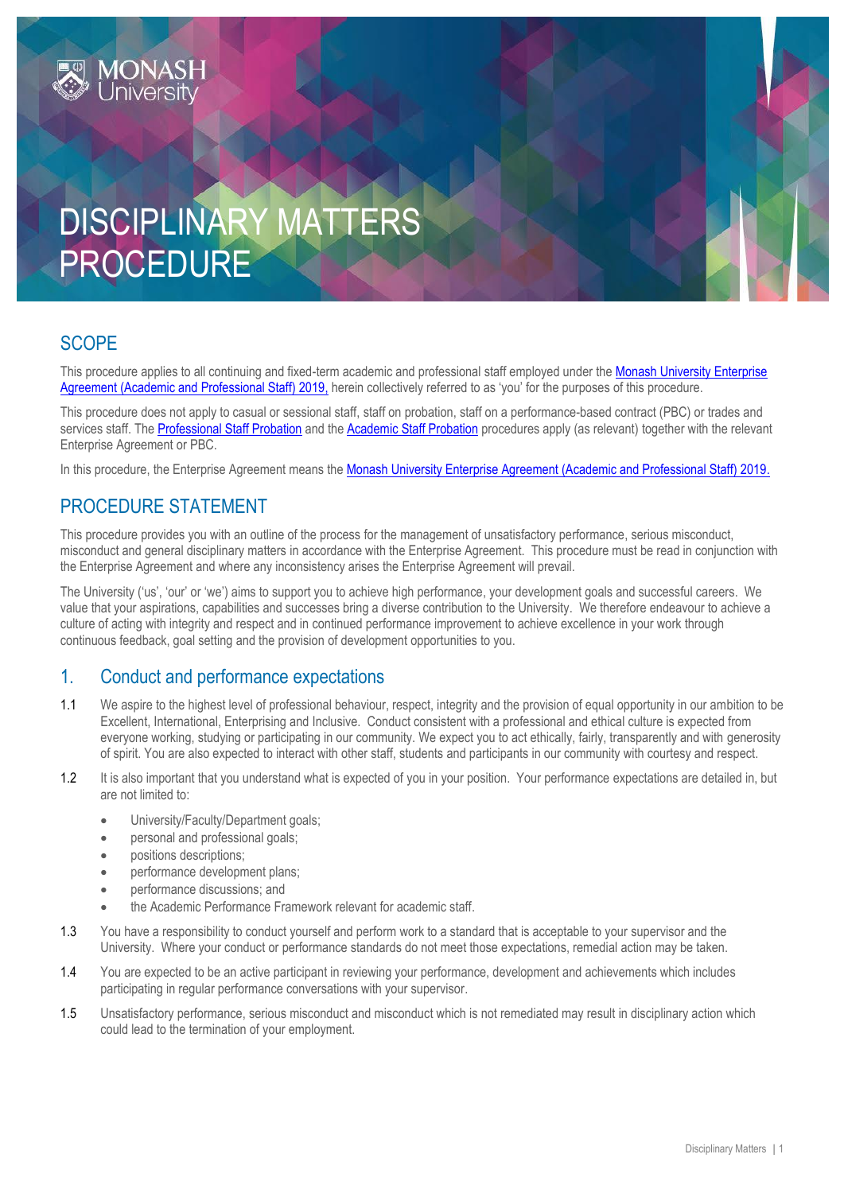# DISCIPLINARY MATTERS PROCEDURE

## SCOPE

This procedure applies to all continuing and fixed-term academic and professional staff employed under the Monash University Enterprise Agreement (Academic and Professional Staff) 2019, herein collectively referred to as 'you' for the purposes of this procedure.

This procedure does not apply to casual or sessional staff, staff on probation, staff on a performance-based contract (PBC) or trades and services staff. The Professional Staff Probation and the Academic Staff Probation procedures apply (as relevant) together with the relevant Enterprise Agreement or PBC.

In this procedure, the Enterprise Agreement means the Monash University Enterprise Agreement (Academic and Professional Staff) 2019.

## PROCEDURE STATEMENT

This procedure provides you with an outline of the process for the management of unsatisfactory performance, serious misconduct, misconduct and general disciplinary matters in accordance with the Enterprise Agreement. This procedure must be read in conjunction with the Enterprise Agreement and where any inconsistency arises the Enterprise Agreement will prevail.

The University ('us', 'our' or 'we') aims to support you to achieve high performance, your development goals and successful careers. We value that your aspirations, capabilities and successes bring a diverse contribution to the University. We therefore endeavour to achieve a culture of acting with integrity and respect and in continued performance improvement to achieve excellence in your work through continuous feedback, goal setting and the provision of development opportunities to you.

## 1. Conduct and performance expectations

1.1 We aspire to the highest level of professional behaviour, respect, integrity and the provision of equal opportunity in our ambition to be Excellent, International, Enterprising and Inclusive. Conduct consistent with a professional and ethical culture is expected from everyone working, studying or participating in our community. We expect you to act ethically, fairly, transparently and with generosity of spirit. You are also expected to interact with other staff, students and participants in our community with courtesy and respect.

1.2 It is also important that you understand what is expected of you in your position. Your performance expectations are detailed in, but are not limited to:

- University/Faculty/Department goals;
- personal and professional goals;
- positions descriptions;
- performance development plans;
- performance discussions; and
- the Academic Performance Framework relevant for academic staff.

1.3 You have a responsibility to conduct yourself and perform work to a standard that is acceptable to your supervisor and the University. Where your conduct or performance standards do not meet those expectations, remedial action may be taken.

1.4 You are expected to be an active participant in reviewing your performance, development and achievements which includes participating in regular performance conversations with your supervisor.

1.5 Unsatisfactory performance, serious misconduct and misconduct which is not remediated may result in disciplinary action which could lead to the termination of your employment.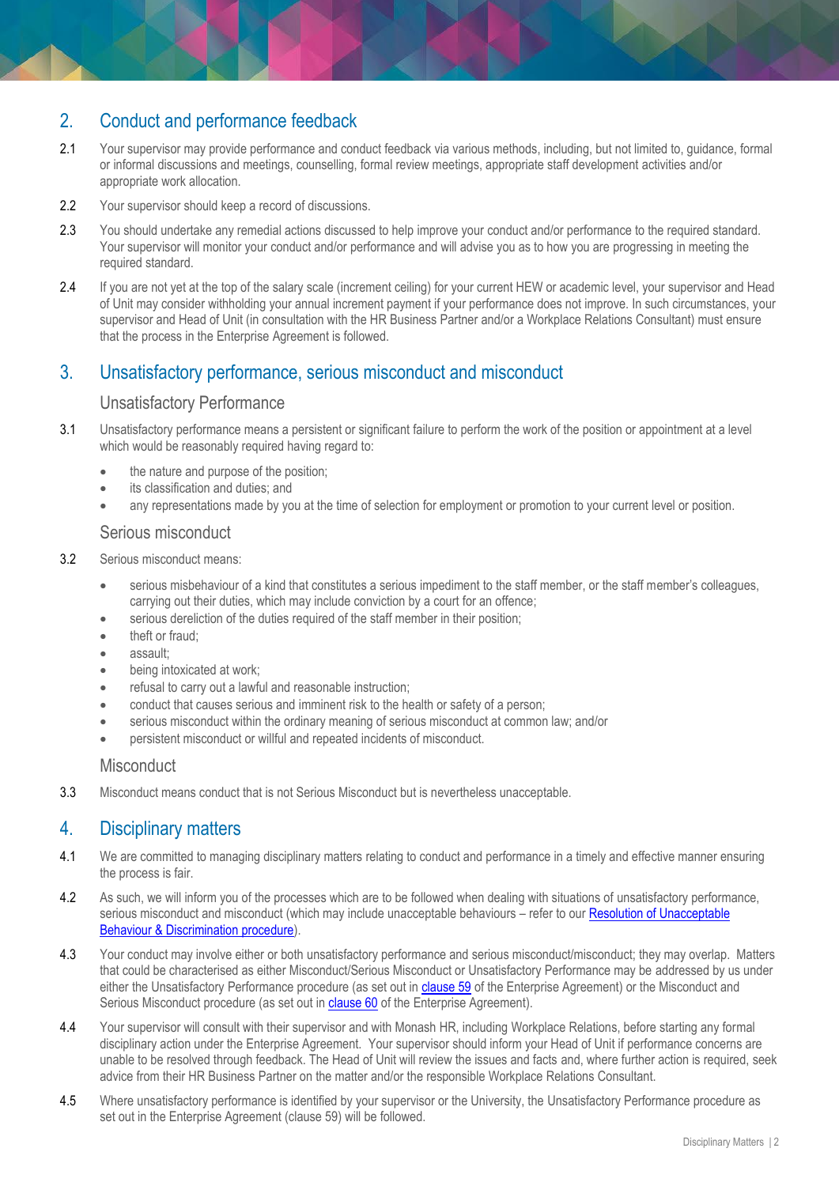## 2. Conduct and performance feedback

2.1 Your supervisor may provide performance and conduct feedback via various methods, including, but not limited to, guidance, formal or informal discussions and meetings, counselling, formal review meetings, appropriate staff development activities and/or appropriate work allocation.

2.2 Your supervisor should keep a record of discussions.

2.3 You should undertake any remedial actions discussed to help improve your conduct and/or performance to the required standard. Your supervisor will monitor your conduct and/or performance and will advise you as to how you are progressing in meeting the required standard.

2.4 If you are not yet at the top of the salary scale (increment ceiling) for your current HEW or academic level, your supervisor and Head of Unit may consider withholding your annual increment payment if your performance does not improve. In such circumstances, your supervisor and Head of Unit (in consultation with the HR Business Partner and/or a Workplace Relations Consultant) must ensure that the process in the Enterprise Agreement is followed.

## 3. Unsatisfactory performance, serious misconduct and misconduct

### Unsatisfactory Performance

3.1 Unsatisfactory performance means a persistent or significant failure to perform the work of the position or appointment at a level which would be reasonably required having regard to:

- the nature and purpose of the position;
- its classification and duties; and
- any representations made by you at the time of selection for employment or promotion to your current level or position.

### Serious misconduct

3.2 Serious misconduct means:

- serious misbehaviour of a kind that constitutes a serious impediment to the staff member, or the staff member's colleagues, carrying out their duties, which may include conviction by a court for an offence;
- serious dereliction of the duties required of the staff member in their position;
- theft or fraud;
- assault;
- being intoxicated at work;
- refusal to carry out a lawful and reasonable instruction;
- conduct that causes serious and imminent risk to the health or safety of a person;
- serious misconduct within the ordinary meaning of serious misconduct at common law; and/or
- persistent misconduct or willful and repeated incidents of misconduct.

### Misconduct

3.3 Misconduct means conduct that is not Serious Misconduct but is nevertheless unacceptable.

## 4. Disciplinary matters

4.1 We are committed to managing disciplinary matters relating to conduct and performance in a timely and effective manner ensuring the process is fair.

4.2 As such, we will inform you of the processes which are to be followed when dealing with situations of unsatisfactory performance, serious misconduct and misconduct (which may include unacceptable behaviours – refer to our [Resolution of Unacceptable Behaviour & Discrimination procedure](#)).

4.3 Your conduct may involve either or both unsatisfactory performance and serious misconduct/misconduct; they may overlap. Matters that could be characterised as either Misconduct/Serious Misconduct or Unsatisfactory Performance may be addressed by us under either the Unsatisfactory Performance procedure (as set out in [clause 59](#) of the Enterprise Agreement) or the Misconduct and Serious Misconduct procedure (as set out in [clause 60](#) of the Enterprise Agreement).

4.4 Your supervisor will consult with their supervisor and with Monash HR, including Workplace Relations, before starting any formal disciplinary action under the Enterprise Agreement. Your supervisor should inform your Head of Unit if performance concerns are unable to be resolved through feedback. The Head of Unit will review the issues and facts and, where further action is required, seek advice from their HR Business Partner on the matter and/or the responsible Workplace Relations Consultant.

4.5 Where unsatisfactory performance is identified by your supervisor or the University, the Unsatisfactory Performance procedure as set out in the Enterprise Agreement (clause 59) will be followed.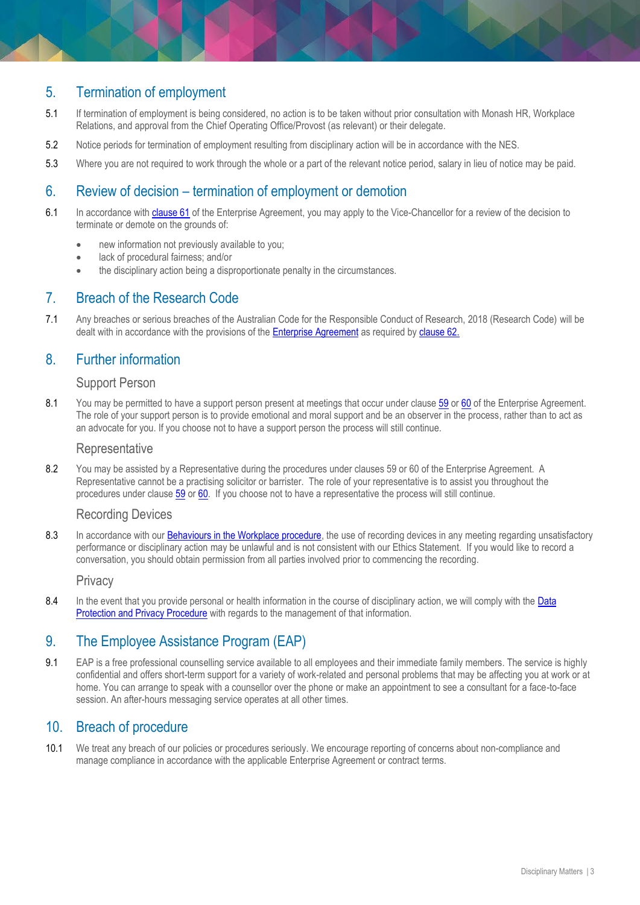## 5. Termination of employment

5.1 If termination of employment is being considered, no action is to be taken without prior consultation with Monash HR, Workplace Relations, and approval from the Chief Operating Office/Provost (as relevant) or their delegate.

5.2 Notice periods for termination of employment resulting from disciplinary action will be in accordance with the NES.

5.3 Where you are not required to work through the whole or a part of the relevant notice period, salary in lieu of notice may be paid.

## 6. Review of decision – termination of employment or demotion

6.1 In accordance with clause 61 of the Enterprise Agreement, you may apply to the Vice-Chancellor for a review of the decision to terminate or demote on the grounds of:

- new information not previously available to you;
- lack of procedural fairness; and/or
- the disciplinary action being a disproportionate penalty in the circumstances.

## 7. Breach of the Research Code

7.1 Any breaches or serious breaches of the Australian Code for the Responsible Conduct of Research, 2018 (Research Code) will be dealt with in accordance with the provisions of the Enterprise Agreement as required by clause 62.

## 8. Further information

### Support Person

8.1 You may be permitted to have a support person present at meetings that occur under clause 59 or 60 of the Enterprise Agreement. The role of your support person is to provide emotional and moral support and be an observer in the process, rather than to act as an advocate for you. If you choose not to have a support person the process will still continue.

### Representative

8.2 You may be assisted by a Representative during the procedures under clauses 59 or 60 of the Enterprise Agreement. A Representative cannot be a practising solicitor or barrister. The role of your representative is to assist you throughout the procedures under clause 59 or 60. If you choose not to have a representative the process will still continue.

### Recording Devices

8.3 In accordance with our Behaviours in the Workplace procedure, the use of recording devices in any meeting regarding unsatisfactory performance or disciplinary action may be unlawful and is not consistent with our Ethics Statement. If you would like to record a conversation, you should obtain permission from all parties involved prior to commencing the recording.

### Privacy

8.4 In the event that you provide personal or health information in the course of disciplinary action, we will comply with the Data Protection and Privacy Procedure with regards to the management of that information.

## 9. The Employee Assistance Program (EAP)

9.1 EAP is a free professional counselling service available to all employees and their immediate family members. The service is highly confidential and offers short-term support for a variety of work-related and personal problems that may be affecting you at work or at home. You can arrange to speak with a counsellor over the phone or make an appointment to see a consultant for a face-to-face session. An after-hours messaging service operates at all other times.

## 10. Breach of procedure

10.1 We treat any breach of our policies or procedures seriously. We encourage reporting of concerns about non-compliance and manage compliance in accordance with the applicable Enterprise Agreement or contract terms.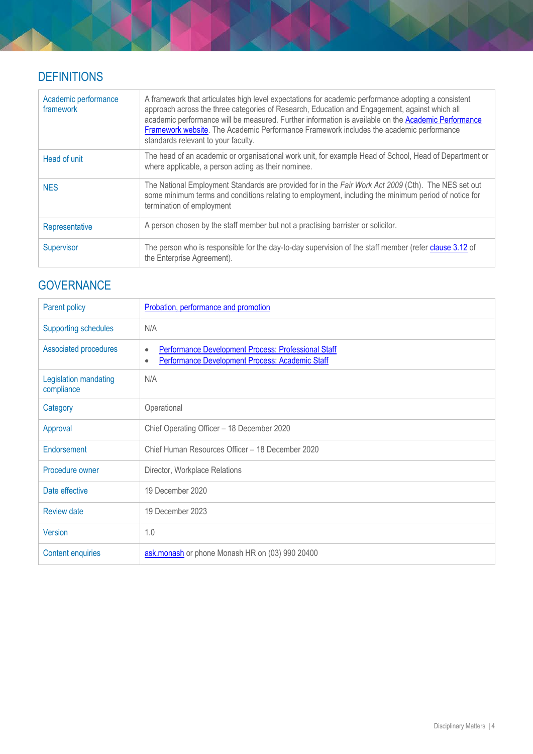## DEFINITIONS

| | |
|---|---|
| Academic performance framework | A framework that articulates high level expectations for academic performance adopting a consistent approach across the three categories of Research, Education and Engagement, against which all academic performance will be measured. Further information is available on the Academic Performance Framework website. The Academic Performance Framework includes the academic performance standards relevant to your faculty. |
| Head of unit | The head of an academic or organisational work unit, for example Head of School, Head of Department or where applicable, a person acting as their nominee. |
| NES | The National Employment Standards are provided for in the *Fair Work Act 2009* (Cth). The NES set out some minimum terms and conditions relating to employment, including the minimum period of notice for termination of employment |
| Representative | A person chosen by the staff member but not a practising barrister or solicitor. |
| Supervisor | The person who is responsible for the day-to-day supervision of the staff member (refer clause 3.12 of the Enterprise Agreement). |

## GOVERNANCE

| | |
|---|---|
| Parent policy | Probation, performance and promotion |
| Supporting schedules | N/A |
| Associated procedures | • Performance Development Process: Professional Staff<br>• Performance Development Process: Academic Staff |
| Legislation mandating compliance | N/A |
| Category | Operational |
| Approval | Chief Operating Officer – 18 December 2020 |
| Endorsement | Chief Human Resources Officer – 18 December 2020 |
| Procedure owner | Director, Workplace Relations |
| Date effective | 19 December 2020 |
| Review date | 19 December 2023 |
| Version | 1.0 |
| Content enquiries | ask.monash or phone Monash HR on (03) 990 20400 |